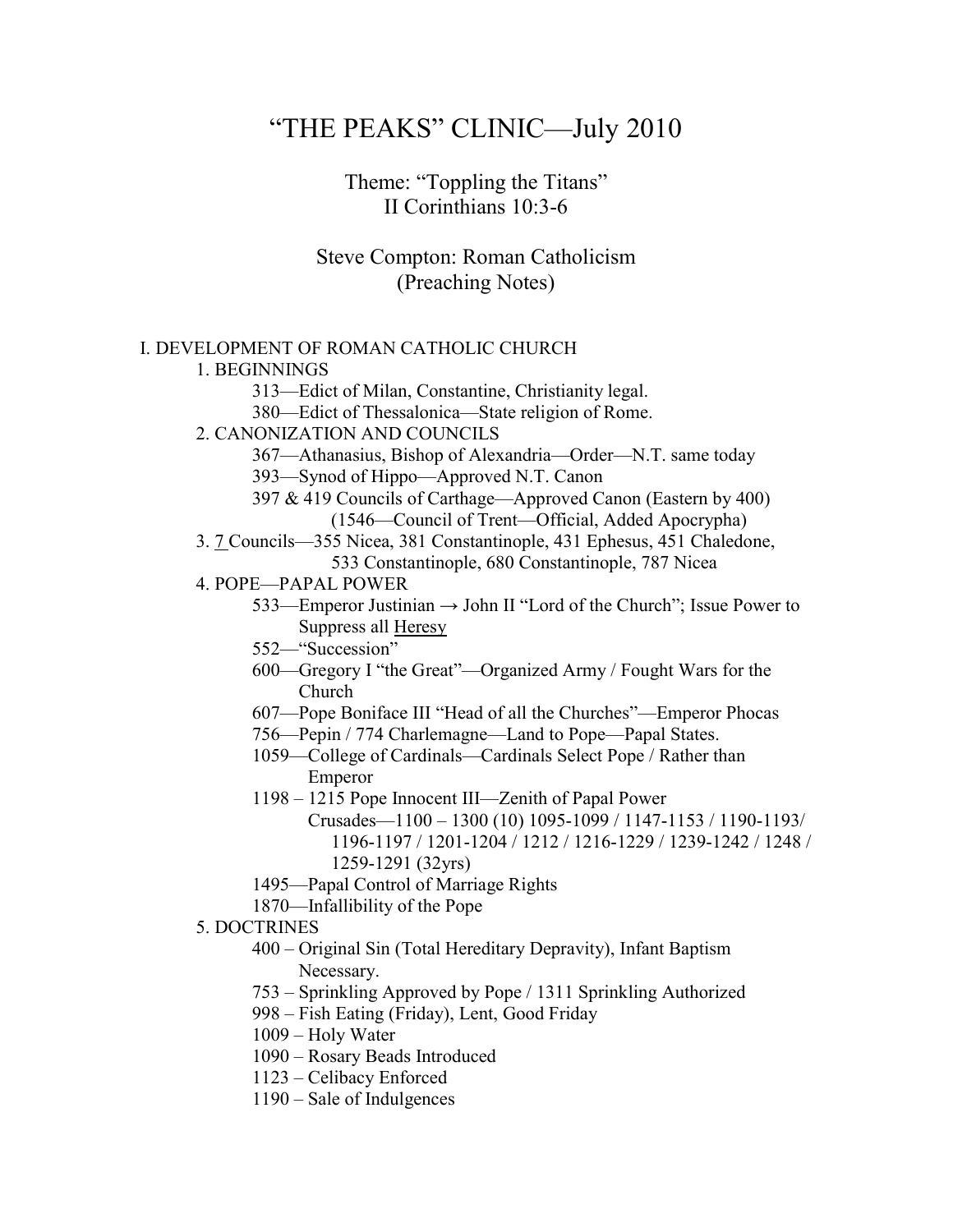# "THE PEAKS" CLINIC—July 2010

Theme: "Toppling the Titans"
II Corinthians 10:3-6

Steve Compton: Roman Catholicism
(Preaching Notes)

I. DEVELOPMENT OF ROMAN CATHOLIC CHURCH

1. BEGINNINGS
   - 313—Edict of Milan, Constantine, Christianity legal.
   - 380—Edict of Thessalonica—State religion of Rome.
2. CANONIZATION AND COUNCILS
   - 367—Athanasius, Bishop of Alexandria—Order—N.T. same today
   - 393—Synod of Hippo—Approved N.T. Canon
   - 397 & 419 Councils of Carthage—Approved Canon (Eastern by 400)
     (1546—Council of Trent—Official, Added Apocrypha)
3. 7 Councils—355 Nicea, 381 Constantinople, 431 Ephesus, 451 Chaledone, 533 Constantinople, 680 Constantinople, 787 Nicea
4. POPE—PAPAL POWER
   - 533—Emperor Justinian → John II "Lord of the Church"; Issue Power to Suppress all Heresy
   - 552—"Succession"
   - 600—Gregory I "the Great"—Organized Army / Fought Wars for the Church
   - 607—Pope Boniface III "Head of all the Churches"—Emperor Phocas
   - 756—Pepin / 774 Charlemagne—Land to Pope—Papal States.
   - 1059—College of Cardinals—Cardinals Select Pope / Rather than Emperor
   - 1198 – 1215 Pope Innocent III—Zenith of Papal Power
     - Crusades—1100 – 1300 (10) 1095-1099 / 1147-1153 / 1190-1193/ 1196-1197 / 1201-1204 / 1212 / 1216-1229 / 1239-1242 / 1248 / 1259-1291 (32yrs)
   - 1495—Papal Control of Marriage Rights
   - 1870—Infallibility of the Pope
5. DOCTRINES
   - 400 – Original Sin (Total Hereditary Depravity), Infant Baptism Necessary.
   - 753 – Sprinkling Approved by Pope / 1311 Sprinkling Authorized
   - 998 – Fish Eating (Friday), Lent, Good Friday
   - 1009 – Holy Water
   - 1090 – Rosary Beads Introduced
   - 1123 – Celibacy Enforced
   - 1190 – Sale of Indulgences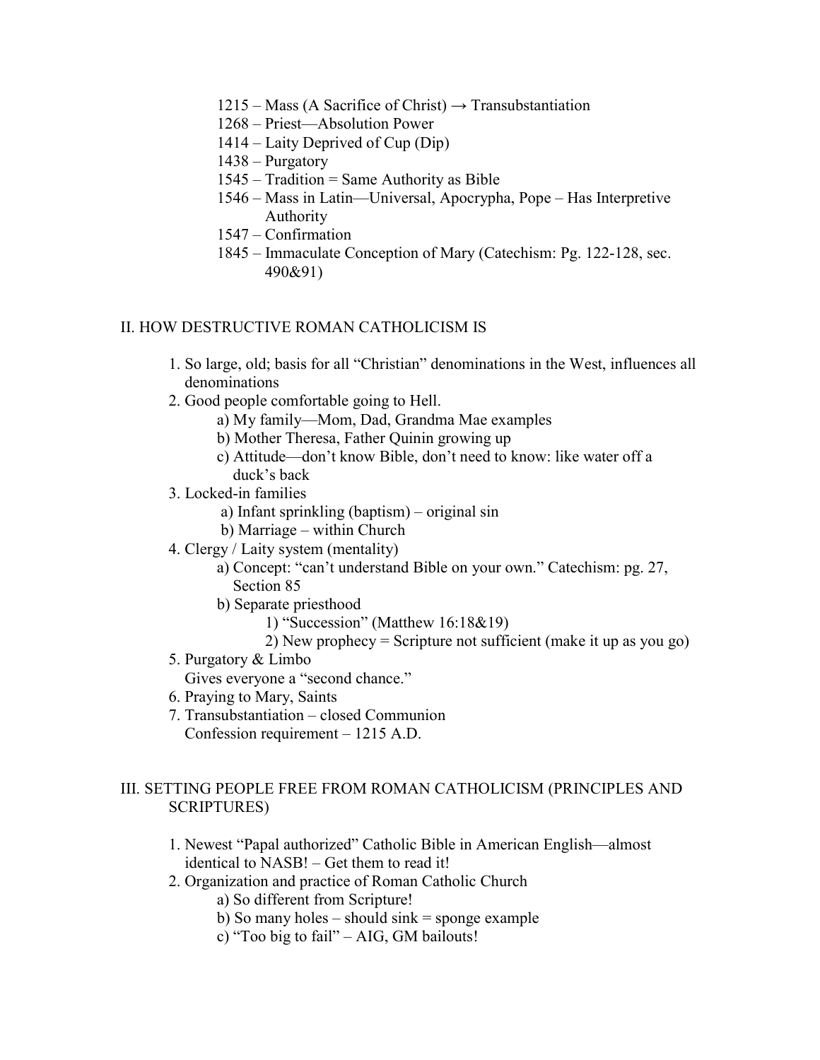1215 – Mass (A Sacrifice of Christ) → Transubstantiation
1268 – Priest—Absolution Power
1414 – Laity Deprived of Cup (Dip)
1438 – Purgatory
1545 – Tradition = Same Authority as Bible
1546 – Mass in Latin—Universal, Apocrypha, Pope – Has Interpretive Authority
1547 – Confirmation
1845 – Immaculate Conception of Mary (Catechism: Pg. 122-128, sec. 490&91)

## II. HOW DESTRUCTIVE ROMAN CATHOLICISM IS

1. So large, old; basis for all "Christian" denominations in the West, influences all denominations
2. Good people comfortable going to Hell.
   a) My family—Mom, Dad, Grandma Mae examples
   b) Mother Theresa, Father Quinin growing up
   c) Attitude—don't know Bible, don't need to know: like water off a duck's back
3. Locked-in families
   a) Infant sprinkling (baptism) – original sin
   b) Marriage – within Church
4. Clergy / Laity system (mentality)
   a) Concept: "can't understand Bible on your own." Catechism: pg. 27, Section 85
   b) Separate priesthood
      1) "Succession" (Matthew 16:18&19)
      2) New prophecy = Scripture not sufficient (make it up as you go)
5. Purgatory & Limbo
   Gives everyone a "second chance."
6. Praying to Mary, Saints
7. Transubstantiation – closed Communion
   Confession requirement – 1215 A.D.

## III. SETTING PEOPLE FREE FROM ROMAN CATHOLICISM (PRINCIPLES AND SCRIPTURES)

1. Newest "Papal authorized" Catholic Bible in American English—almost identical to NASB! – Get them to read it!
2. Organization and practice of Roman Catholic Church
   a) So different from Scripture!
   b) So many holes – should sink = sponge example
   c) "Too big to fail" – AIG, GM bailouts!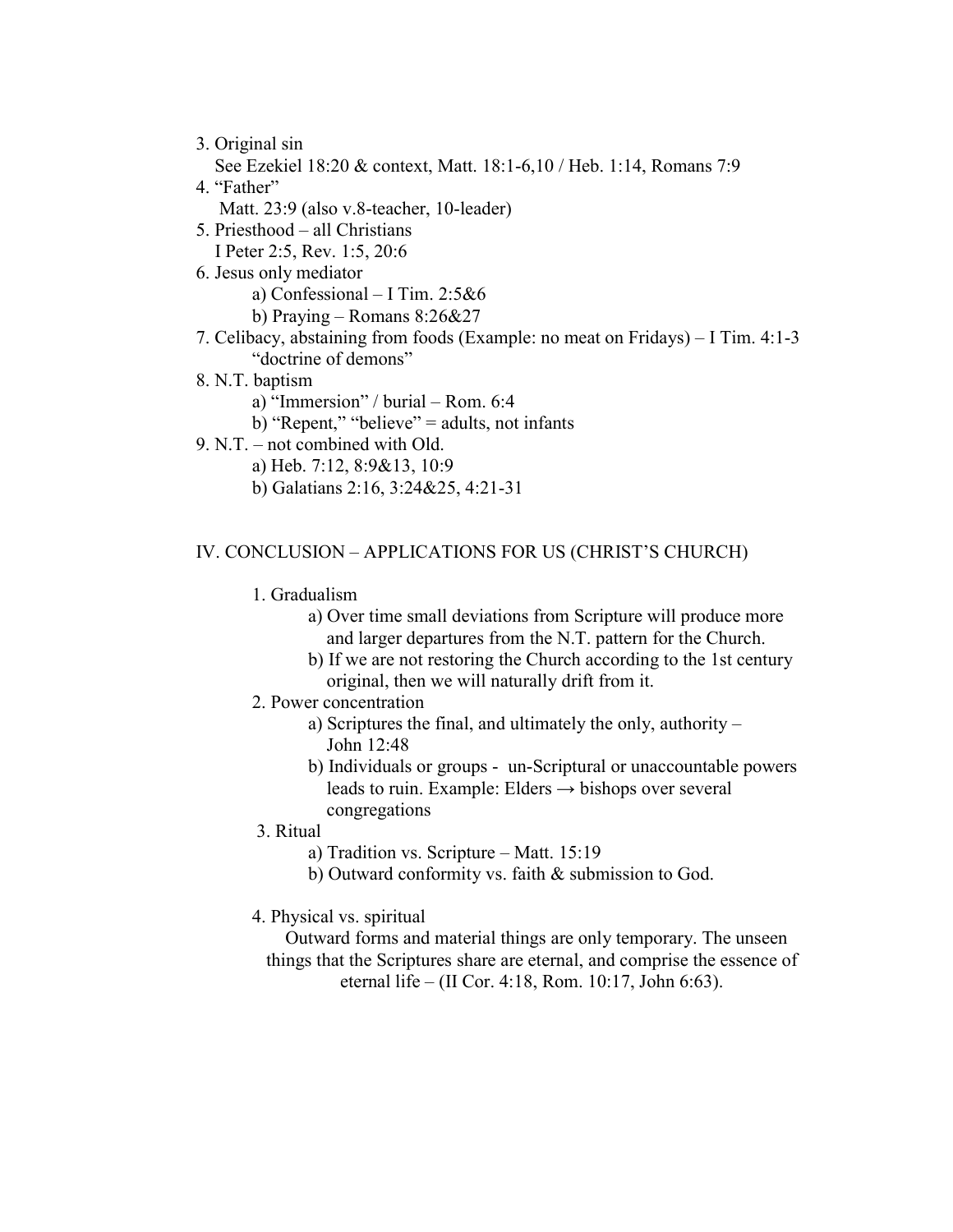3. Original sin
   See Ezekiel 18:20 & context, Matt. 18:1-6,10 / Heb. 1:14, Romans 7:9
4. "Father"
   Matt. 23:9 (also v.8-teacher, 10-leader)
5. Priesthood – all Christians
   I Peter 2:5, Rev. 1:5, 20:6
6. Jesus only mediator
   - a) Confessional – I Tim. 2:5&6
   - b) Praying – Romans 8:26&27
7. Celibacy, abstaining from foods (Example: no meat on Fridays) – I Tim. 4:1-3
   "doctrine of demons"
8. N.T. baptism
   - a) "Immersion" / burial – Rom. 6:4
   - b) "Repent," "believe" = adults, not infants
9. N.T. – not combined with Old.
   - a) Heb. 7:12, 8:9&13, 10:9
   - b) Galatians 2:16, 3:24&25, 4:21-31

## IV. CONCLUSION – APPLICATIONS FOR US (CHRIST'S CHURCH)

1. Gradualism
   - a) Over time small deviations from Scripture will produce more and larger departures from the N.T. pattern for the Church.
   - b) If we are not restoring the Church according to the 1st century original, then we will naturally drift from it.
2. Power concentration
   - a) Scriptures the final, and ultimately the only, authority – John 12:48
   - b) Individuals or groups - un-Scriptural or unaccountable powers leads to ruin. Example: Elders → bishops over several congregations
3. Ritual
   - a) Tradition vs. Scripture – Matt. 15:19
   - b) Outward conformity vs. faith & submission to God.
4. Physical vs. spiritual
   Outward forms and material things are only temporary. The unseen things that the Scriptures share are eternal, and comprise the essence of eternal life – (II Cor. 4:18, Rom. 10:17, John 6:63).